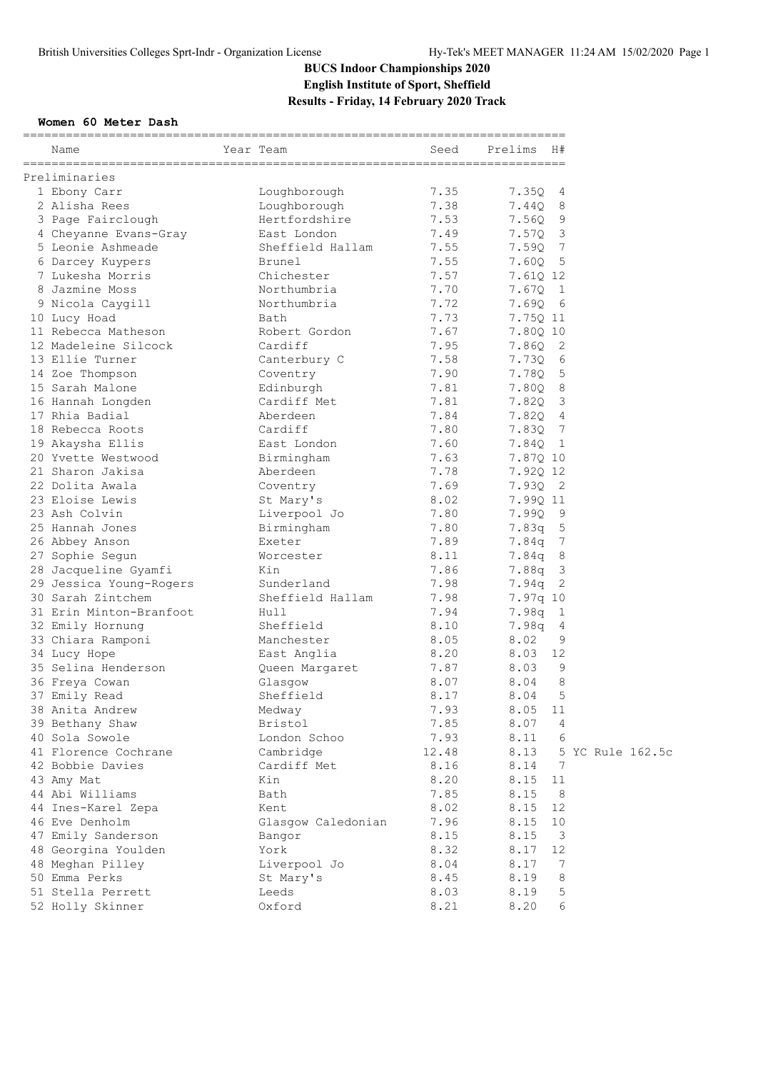# BUCS Indoor Championships 2020

## English Institute of Sport, Sheffield

## Results - Friday, 14 February 2020 Track

### Women 60 Meter Dash

| | Name | Year Team | Seed | Prelims | H# | |
|---|---|---|---|---|---|---|
| **Preliminaries** | | | | | | |
| 1 | Ebony Carr | Loughborough | 7.35 | 7.35Q | 4 | |
| 2 | Alisha Rees | Loughborough | 7.38 | 7.44Q | 8 | |
| 3 | Page Fairclough | Hertfordshire | 7.53 | 7.56Q | 9 | |
| 4 | Cheyanne Evans-Gray | East London | 7.49 | 7.57Q | 3 | |
| 5 | Leonie Ashmeade | Sheffield Hallam | 7.55 | 7.59Q | 7 | |
| 6 | Darcey Kuypers | Brunel | 7.55 | 7.60Q | 5 | |
| 7 | Lukesha Morris | Chichester | 7.57 | 7.61Q | 12 | |
| 8 | Jazmine Moss | Northumbria | 7.70 | 7.67Q | 1 | |
| 9 | Nicola Caygill | Northumbria | 7.72 | 7.69Q | 6 | |
| 10 | Lucy Hoad | Bath | 7.73 | 7.75Q | 11 | |
| 11 | Rebecca Matheson | Robert Gordon | 7.67 | 7.80Q | 10 | |
| 12 | Madeleine Silcock | Cardiff | 7.95 | 7.86Q | 2 | |
| 13 | Ellie Turner | Canterbury C | 7.58 | 7.73Q | 6 | |
| 14 | Zoe Thompson | Coventry | 7.90 | 7.78Q | 5 | |
| 15 | Sarah Malone | Edinburgh | 7.81 | 7.80Q | 8 | |
| 16 | Hannah Longden | Cardiff Met | 7.81 | 7.82Q | 3 | |
| 17 | Rhia Badial | Aberdeen | 7.84 | 7.82Q | 4 | |
| 18 | Rebecca Roots | Cardiff | 7.80 | 7.83Q | 7 | |
| 19 | Akaysha Ellis | East London | 7.60 | 7.84Q | 1 | |
| 20 | Yvette Westwood | Birmingham | 7.63 | 7.87Q | 10 | |
| 21 | Sharon Jakisa | Aberdeen | 7.78 | 7.92Q | 12 | |
| 22 | Dolita Awala | Coventry | 7.69 | 7.93Q | 2 | |
| 23 | Eloise Lewis | St Mary's | 8.02 | 7.99Q | 11 | |
| 23 | Ash Colvin | Liverpool Jo | 7.80 | 7.99Q | 9 | |
| 25 | Hannah Jones | Birmingham | 7.80 | 7.83q | 5 | |
| 26 | Abbey Anson | Exeter | 7.89 | 7.84q | 7 | |
| 27 | Sophie Segun | Worcester | 8.11 | 7.84q | 8 | |
| 28 | Jacqueline Gyamfi | Kin | 7.86 | 7.88q | 3 | |
| 29 | Jessica Young-Rogers | Sunderland | 7.98 | 7.94q | 2 | |
| 30 | Sarah Zintchem | Sheffield Hallam | 7.98 | 7.97q | 10 | |
| 31 | Erin Minton-Branfoot | Hull | 7.94 | 7.98q | 1 | |
| 32 | Emily Hornung | Sheffield | 8.10 | 7.98q | 4 | |
| 33 | Chiara Ramponi | Manchester | 8.05 | 8.02 | 9 | |
| 34 | Lucy Hope | East Anglia | 8.20 | 8.03 | 12 | |
| 35 | Selina Henderson | Queen Margaret | 7.87 | 8.03 | 9 | |
| 36 | Freya Cowan | Glasgow | 8.07 | 8.04 | 8 | |
| 37 | Emily Read | Sheffield | 8.17 | 8.04 | 5 | |
| 38 | Anita Andrew | Medway | 7.93 | 8.05 | 11 | |
| 39 | Bethany Shaw | Bristol | 7.85 | 8.07 | 4 | |
| 40 | Sola Sowole | London Schoo | 7.93 | 8.11 | 6 | |
| 41 | Florence Cochrane | Cambridge | 12.48 | 8.13 | 5 | YC Rule 162.5c |
| 42 | Bobbie Davies | Cardiff Met | 8.16 | 8.14 | 7 | |
| 43 | Amy Mat | Kin | 8.20 | 8.15 | 11 | |
| 44 | Abi Williams | Bath | 7.85 | 8.15 | 8 | |
| 44 | Ines-Karel Zepa | Kent | 8.02 | 8.15 | 12 | |
| 46 | Eve Denholm | Glasgow Caledonian | 7.96 | 8.15 | 10 | |
| 47 | Emily Sanderson | Bangor | 8.15 | 8.15 | 3 | |
| 48 | Georgina Youlden | York | 8.32 | 8.17 | 12 | |
| 48 | Meghan Pilley | Liverpool Jo | 8.04 | 8.17 | 7 | |
| 50 | Emma Perks | St Mary's | 8.45 | 8.19 | 8 | |
| 51 | Stella Perrett | Leeds | 8.03 | 8.19 | 5 | |
| 52 | Holly Skinner | Oxford | 8.21 | 8.20 | 6 | |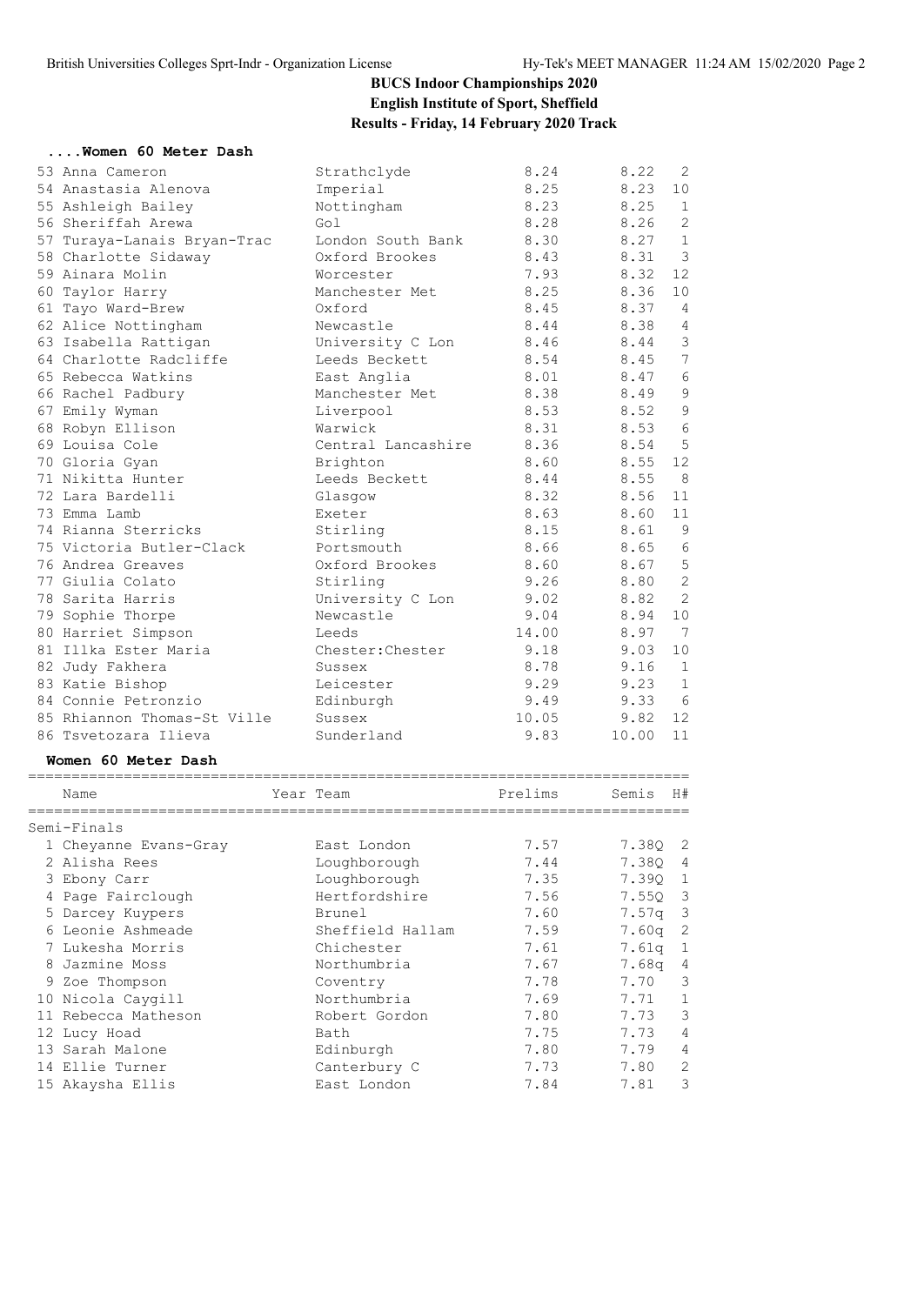# BUCS Indoor Championships 2020

**English Institute of Sport, Sheffield**

**Results - Friday, 14 February 2020 Track**

### ....Women 60 Meter Dash

| Place | Name | Team | Prelims | Heats | H# |
|---|---|---|---|---|---|
| 53 | Anna Cameron | Strathclyde | 8.24 | 8.22 | 2 |
| 54 | Anastasia Alenova | Imperial | 8.25 | 8.23 | 10 |
| 55 | Ashleigh Bailey | Nottingham | 8.23 | 8.25 | 1 |
| 56 | Sheriffah Arewa | Gol | 8.28 | 8.26 | 2 |
| 57 | Turaya-Lanais Bryan-Trac | London South Bank | 8.30 | 8.27 | 1 |
| 58 | Charlotte Sidaway | Oxford Brookes | 8.43 | 8.31 | 3 |
| 59 | Ainara Molin | Worcester | 7.93 | 8.32 | 12 |
| 60 | Taylor Harry | Manchester Met | 8.25 | 8.36 | 10 |
| 61 | Tayo Ward-Brew | Oxford | 8.45 | 8.37 | 4 |
| 62 | Alice Nottingham | Newcastle | 8.44 | 8.38 | 4 |
| 63 | Isabella Rattigan | University C Lon | 8.46 | 8.44 | 3 |
| 64 | Charlotte Radcliffe | Leeds Beckett | 8.54 | 8.45 | 7 |
| 65 | Rebecca Watkins | East Anglia | 8.01 | 8.47 | 6 |
| 66 | Rachel Padbury | Manchester Met | 8.38 | 8.49 | 9 |
| 67 | Emily Wyman | Liverpool | 8.53 | 8.52 | 9 |
| 68 | Robyn Ellison | Warwick | 8.31 | 8.53 | 6 |
| 69 | Louisa Cole | Central Lancashire | 8.36 | 8.54 | 5 |
| 70 | Gloria Gyan | Brighton | 8.60 | 8.55 | 12 |
| 71 | Nikitta Hunter | Leeds Beckett | 8.44 | 8.55 | 8 |
| 72 | Lara Bardelli | Glasgow | 8.32 | 8.56 | 11 |
| 73 | Emma Lamb | Exeter | 8.63 | 8.60 | 11 |
| 74 | Rianna Sterricks | Stirling | 8.15 | 8.61 | 9 |
| 75 | Victoria Butler-Clack | Portsmouth | 8.66 | 8.65 | 6 |
| 76 | Andrea Greaves | Oxford Brookes | 8.60 | 8.67 | 5 |
| 77 | Giulia Colato | Stirling | 9.26 | 8.80 | 2 |
| 78 | Sarita Harris | University C Lon | 9.02 | 8.82 | 2 |
| 79 | Sophie Thorpe | Newcastle | 9.04 | 8.94 | 10 |
| 80 | Harriet Simpson | Leeds | 14.00 | 8.97 | 7 |
| 81 | Illka Ester Maria | Chester:Chester | 9.18 | 9.03 | 10 |
| 82 | Judy Fakhera | Sussex | 8.78 | 9.16 | 1 |
| 83 | Katie Bishop | Leicester | 9.29 | 9.23 | 1 |
| 84 | Connie Petronzio | Edinburgh | 9.49 | 9.33 | 6 |
| 85 | Rhiannon Thomas-St Ville | Sussex | 10.05 | 9.82 | 12 |
| 86 | Tsvetozara Ilieva | Sunderland | 9.83 | 10.00 | 11 |

### Women 60 Meter Dash

| | Name | Year Team | Prelims | Semis | H# |
|---|---|---|---|---|---|
| **Semi-Finals** | | | | | |
| 1 | Cheyanne Evans-Gray | East London | 7.57 | 7.38Q | 2 |
| 2 | Alisha Rees | Loughborough | 7.44 | 7.38Q | 4 |
| 3 | Ebony Carr | Loughborough | 7.35 | 7.39Q | 1 |
| 4 | Page Fairclough | Hertfordshire | 7.56 | 7.55Q | 3 |
| 5 | Darcey Kuypers | Brunel | 7.60 | 7.57q | 3 |
| 6 | Leonie Ashmeade | Sheffield Hallam | 7.59 | 7.60q | 2 |
| 7 | Lukesha Morris | Chichester | 7.61 | 7.61q | 1 |
| 8 | Jazmine Moss | Northumbria | 7.67 | 7.68q | 4 |
| 9 | Zoe Thompson | Coventry | 7.78 | 7.70 | 3 |
| 10 | Nicola Caygill | Northumbria | 7.69 | 7.71 | 1 |
| 11 | Rebecca Matheson | Robert Gordon | 7.80 | 7.73 | 3 |
| 12 | Lucy Hoad | Bath | 7.75 | 7.73 | 4 |
| 13 | Sarah Malone | Edinburgh | 7.80 | 7.79 | 4 |
| 14 | Ellie Turner | Canterbury C | 7.73 | 7.80 | 2 |
| 15 | Akaysha Ellis | East London | 7.84 | 7.81 | 3 |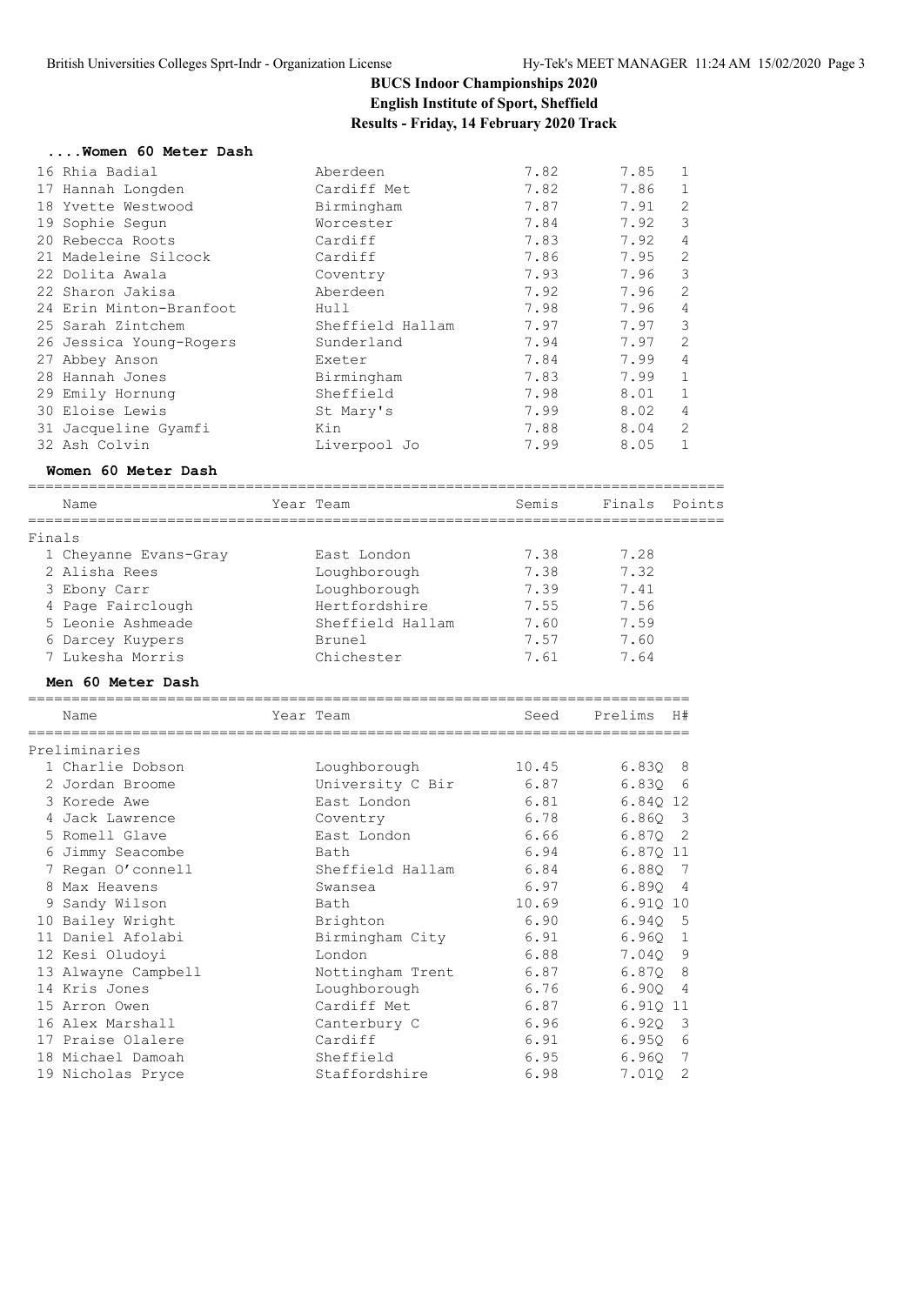# BUCS Indoor Championships 2020

**English Institute of Sport, Sheffield**

**Results - Friday, 14 February 2020 Track**

### ....Women 60 Meter Dash

| Place | Name | Team | Seed | Prelims | H# |
|---|---|---|---|---|---|
| 16 | Rhia Badial | Aberdeen | 7.82 | 7.85 | 1 |
| 17 | Hannah Longden | Cardiff Met | 7.82 | 7.86 | 1 |
| 18 | Yvette Westwood | Birmingham | 7.87 | 7.91 | 2 |
| 19 | Sophie Segun | Worcester | 7.84 | 7.92 | 3 |
| 20 | Rebecca Roots | Cardiff | 7.83 | 7.92 | 4 |
| 21 | Madeleine Silcock | Cardiff | 7.86 | 7.95 | 2 |
| 22 | Dolita Awala | Coventry | 7.93 | 7.96 | 3 |
| 22 | Sharon Jakisa | Aberdeen | 7.92 | 7.96 | 2 |
| 24 | Erin Minton-Branfoot | Hull | 7.98 | 7.96 | 4 |
| 25 | Sarah Zintchem | Sheffield Hallam | 7.97 | 7.97 | 3 |
| 26 | Jessica Young-Rogers | Sunderland | 7.94 | 7.97 | 2 |
| 27 | Abbey Anson | Exeter | 7.84 | 7.99 | 4 |
| 28 | Hannah Jones | Birmingham | 7.83 | 7.99 | 1 |
| 29 | Emily Hornung | Sheffield | 7.98 | 8.01 | 1 |
| 30 | Eloise Lewis | St Mary's | 7.99 | 8.02 | 4 |
| 31 | Jacqueline Gyamfi | Kin | 7.88 | 8.04 | 2 |
| 32 | Ash Colvin | Liverpool Jo | 7.99 | 8.05 | 1 |

### Women 60 Meter Dash

Finals

| Place | Name | Year | Team | Semis | Finals | Points |
|---|---|---|---|---|---|---|
| 1 | Cheyanne Evans-Gray | | East London | 7.38 | 7.28 | |
| 2 | Alisha Rees | | Loughborough | 7.38 | 7.32 | |
| 3 | Ebony Carr | | Loughborough | 7.39 | 7.41 | |
| 4 | Page Fairclough | | Hertfordshire | 7.55 | 7.56 | |
| 5 | Leonie Ashmeade | | Sheffield Hallam | 7.60 | 7.59 | |
| 6 | Darcey Kuypers | | Brunel | 7.57 | 7.60 | |
| 7 | Lukesha Morris | | Chichester | 7.61 | 7.64 | |

### Men 60 Meter Dash

Preliminaries

| Place | Name | Year | Team | Seed | Prelims | H# |
|---|---|---|---|---|---|---|
| 1 | Charlie Dobson | | Loughborough | 10.45 | 6.83Q | 8 |
| 2 | Jordan Broome | | University C Bir | 6.87 | 6.83Q | 6 |
| 3 | Korede Awe | | East London | 6.81 | 6.84Q | 12 |
| 4 | Jack Lawrence | | Coventry | 6.78 | 6.86Q | 3 |
| 5 | Romell Glave | | East London | 6.66 | 6.87Q | 2 |
| 6 | Jimmy Seacombe | | Bath | 6.94 | 6.87Q | 11 |
| 7 | Regan O'connell | | Sheffield Hallam | 6.84 | 6.88Q | 7 |
| 8 | Max Heavens | | Swansea | 6.97 | 6.89Q | 4 |
| 9 | Sandy Wilson | | Bath | 10.69 | 6.91Q | 10 |
| 10 | Bailey Wright | | Brighton | 6.90 | 6.94Q | 5 |
| 11 | Daniel Afolabi | | Birmingham City | 6.91 | 6.96Q | 1 |
| 12 | Kesi Oludoyi | | London | 6.88 | 7.04Q | 9 |
| 13 | Alwayne Campbell | | Nottingham Trent | 6.87 | 6.87Q | 8 |
| 14 | Kris Jones | | Loughborough | 6.76 | 6.90Q | 4 |
| 15 | Arron Owen | | Cardiff Met | 6.87 | 6.91Q | 11 |
| 16 | Alex Marshall | | Canterbury C | 6.96 | 6.92Q | 3 |
| 17 | Praise Olalere | | Cardiff | 6.91 | 6.95Q | 6 |
| 18 | Michael Damoah | | Sheffield | 6.95 | 6.96Q | 7 |
| 19 | Nicholas Pryce | | Staffordshire | 6.98 | 7.01Q | 2 |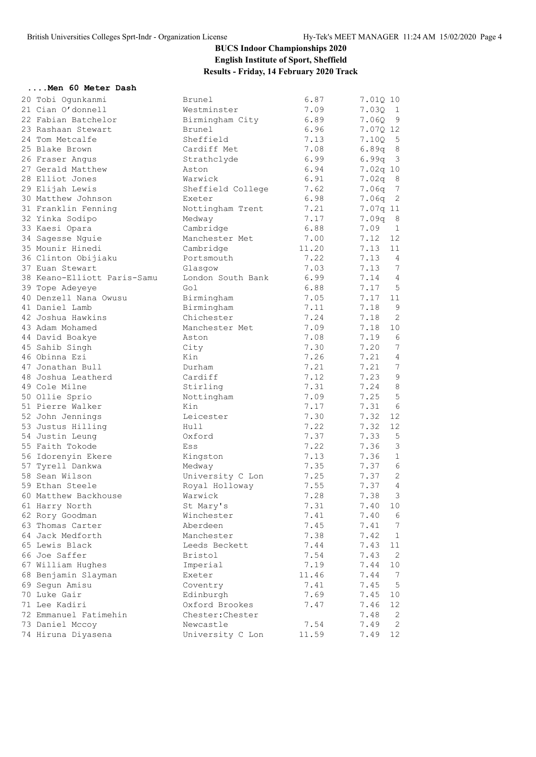# BUCS Indoor Championships 2020

## English Institute of Sport, Sheffield

## Results - Friday, 14 February 2020 Track

### ....Men 60 Meter Dash

| Place | Name | School | Seed | Finals | Heat |
|---|---|---|---|---|---|
| 20 | Tobi Ogunkanmi | Brunel | 6.87 | 7.01Q | 10 |
| 21 | Cian O'donnell | Westminster | 7.09 | 7.03Q | 1 |
| 22 | Fabian Batchelor | Birmingham City | 6.89 | 7.06Q | 9 |
| 23 | Rashaan Stewart | Brunel | 6.96 | 7.07Q | 12 |
| 24 | Tom Metcalfe | Sheffield | 7.13 | 7.10Q | 5 |
| 25 | Blake Brown | Cardiff Met | 7.08 | 6.89q | 8 |
| 26 | Fraser Angus | Strathclyde | 6.99 | 6.99q | 3 |
| 27 | Gerald Matthew | Aston | 6.94 | 7.02q | 10 |
| 28 | Elliot Jones | Warwick | 6.91 | 7.02q | 8 |
| 29 | Elijah Lewis | Sheffield College | 7.62 | 7.06q | 7 |
| 30 | Matthew Johnson | Exeter | 6.98 | 7.06q | 2 |
| 31 | Franklin Fenning | Nottingham Trent | 7.21 | 7.07q | 11 |
| 32 | Yinka Sodipo | Medway | 7.17 | 7.09q | 8 |
| 33 | Kaesi Opara | Cambridge | 6.88 | 7.09 | 1 |
| 34 | Sagesse Nguie | Manchester Met | 7.00 | 7.12 | 12 |
| 35 | Mounir Hinedi | Cambridge | 11.20 | 7.13 | 11 |
| 36 | Clinton Obijiaku | Portsmouth | 7.22 | 7.13 | 4 |
| 37 | Euan Stewart | Glasgow | 7.03 | 7.13 | 7 |
| 38 | Keano-Elliott Paris-Samu | London South Bank | 6.99 | 7.14 | 4 |
| 39 | Tope Adeyeye | Gol | 6.88 | 7.17 | 5 |
| 40 | Denzell Nana Owusu | Birmingham | 7.05 | 7.17 | 11 |
| 41 | Daniel Lamb | Birmingham | 7.11 | 7.18 | 9 |
| 42 | Joshua Hawkins | Chichester | 7.24 | 7.18 | 2 |
| 43 | Adam Mohamed | Manchester Met | 7.09 | 7.18 | 10 |
| 44 | David Boakye | Aston | 7.08 | 7.19 | 6 |
| 45 | Sahib Singh | City | 7.30 | 7.20 | 7 |
| 46 | Obinna Ezi | Kin | 7.26 | 7.21 | 4 |
| 47 | Jonathan Bull | Durham | 7.21 | 7.21 | 7 |
| 48 | Joshua Leatherd | Cardiff | 7.12 | 7.23 | 9 |
| 49 | Cole Milne | Stirling | 7.31 | 7.24 | 8 |
| 50 | Ollie Sprio | Nottingham | 7.09 | 7.25 | 5 |
| 51 | Pierre Walker | Kin | 7.17 | 7.31 | 6 |
| 52 | John Jennings | Leicester | 7.30 | 7.32 | 12 |
| 53 | Justus Hilling | Hull | 7.22 | 7.32 | 12 |
| 54 | Justin Leung | Oxford | 7.37 | 7.33 | 5 |
| 55 | Faith Tokode | Ess | 7.22 | 7.36 | 3 |
| 56 | Idorenyin Ekere | Kingston | 7.13 | 7.36 | 1 |
| 57 | Tyrell Dankwa | Medway | 7.35 | 7.37 | 6 |
| 58 | Sean Wilson | University C Lon | 7.25 | 7.37 | 2 |
| 59 | Ethan Steele | Royal Holloway | 7.55 | 7.37 | 4 |
| 60 | Matthew Backhouse | Warwick | 7.28 | 7.38 | 3 |
| 61 | Harry North | St Mary's | 7.31 | 7.40 | 10 |
| 62 | Rory Goodman | Winchester | 7.41 | 7.40 | 6 |
| 63 | Thomas Carter | Aberdeen | 7.45 | 7.41 | 7 |
| 64 | Jack Medforth | Manchester | 7.38 | 7.42 | 1 |
| 65 | Lewis Black | Leeds Beckett | 7.44 | 7.43 | 11 |
| 66 | Joe Saffer | Bristol | 7.54 | 7.43 | 2 |
| 67 | William Hughes | Imperial | 7.19 | 7.44 | 10 |
| 68 | Benjamin Slayman | Exeter | 11.46 | 7.44 | 7 |
| 69 | Segun Amisu | Coventry | 7.41 | 7.45 | 5 |
| 70 | Luke Gair | Edinburgh | 7.69 | 7.45 | 10 |
| 71 | Lee Kadiri | Oxford Brookes | 7.47 | 7.46 | 12 |
| 72 | Emmanuel Fatimehin | Chester:Chester | | 7.48 | 2 |
| 73 | Daniel Mccoy | Newcastle | 7.54 | 7.49 | 2 |
| 74 | Hiruna Diyasena | University C Lon | 11.59 | 7.49 | 12 |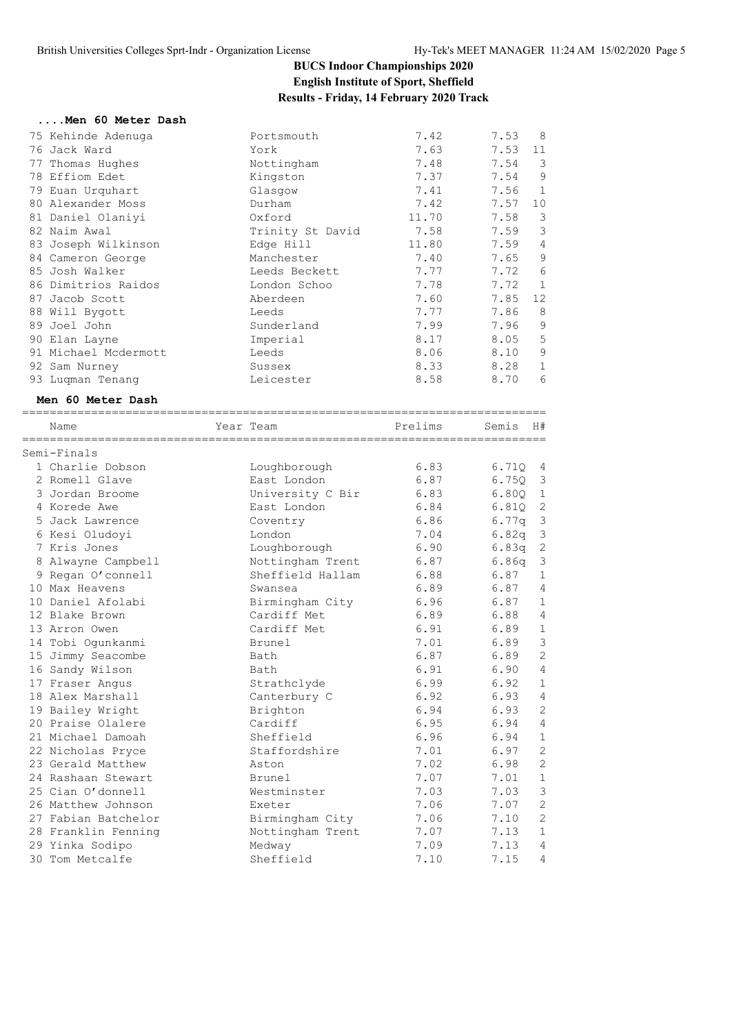## BUCS Indoor Championships 2020

**English Institute of Sport, Sheffield**

**Results - Friday, 14 February 2020 Track**

### ....Men 60 Meter Dash

| Place | Name | Team | Prelims | Semis | H# |
|---|---|---|---|---|---|
| 75 | Kehinde Adenuga | Portsmouth | 7.42 | 7.53 | 8 |
| 76 | Jack Ward | York | 7.63 | 7.53 | 11 |
| 77 | Thomas Hughes | Nottingham | 7.48 | 7.54 | 3 |
| 78 | Effiom Edet | Kingston | 7.37 | 7.54 | 9 |
| 79 | Euan Urquhart | Glasgow | 7.41 | 7.56 | 1 |
| 80 | Alexander Moss | Durham | 7.42 | 7.57 | 10 |
| 81 | Daniel Olaniyi | Oxford | 11.70 | 7.58 | 3 |
| 82 | Naim Awal | Trinity St David | 7.58 | 7.59 | 3 |
| 83 | Joseph Wilkinson | Edge Hill | 11.80 | 7.59 | 4 |
| 84 | Cameron George | Manchester | 7.40 | 7.65 | 9 |
| 85 | Josh Walker | Leeds Beckett | 7.77 | 7.72 | 6 |
| 86 | Dimitrios Raidos | London Schoo | 7.78 | 7.72 | 1 |
| 87 | Jacob Scott | Aberdeen | 7.60 | 7.85 | 12 |
| 88 | Will Bygott | Leeds | 7.77 | 7.86 | 8 |
| 89 | Joel John | Sunderland | 7.99 | 7.96 | 9 |
| 90 | Elan Layne | Imperial | 8.17 | 8.05 | 5 |
| 91 | Michael Mcdermott | Leeds | 8.06 | 8.10 | 9 |
| 92 | Sam Nurney | Sussex | 8.33 | 8.28 | 1 |
| 93 | Luqman Tenang | Leicester | 8.58 | 8.70 | 6 |

### Men 60 Meter Dash

Semi-Finals

| Place | Name | Year Team | Prelims | Semis | H# |
|---|---|---|---|---|---|
| 1 | Charlie Dobson | Loughborough | 6.83 | 6.71Q | 4 |
| 2 | Romell Glave | East London | 6.87 | 6.75Q | 3 |
| 3 | Jordan Broome | University C Bir | 6.83 | 6.80Q | 1 |
| 4 | Korede Awe | East London | 6.84 | 6.81Q | 2 |
| 5 | Jack Lawrence | Coventry | 6.86 | 6.77q | 3 |
| 6 | Kesi Oludoyi | London | 7.04 | 6.82q | 3 |
| 7 | Kris Jones | Loughborough | 6.90 | 6.83q | 2 |
| 8 | Alwayne Campbell | Nottingham Trent | 6.87 | 6.86q | 3 |
| 9 | Regan O'connell | Sheffield Hallam | 6.88 | 6.87 | 1 |
| 10 | Max Heavens | Swansea | 6.89 | 6.87 | 4 |
| 10 | Daniel Afolabi | Birmingham City | 6.96 | 6.87 | 1 |
| 12 | Blake Brown | Cardiff Met | 6.89 | 6.88 | 4 |
| 13 | Arron Owen | Cardiff Met | 6.91 | 6.89 | 1 |
| 14 | Tobi Ogunkanmi | Brunel | 7.01 | 6.89 | 3 |
| 15 | Jimmy Seacombe | Bath | 6.87 | 6.89 | 2 |
| 16 | Sandy Wilson | Bath | 6.91 | 6.90 | 4 |
| 17 | Fraser Angus | Strathclyde | 6.99 | 6.92 | 1 |
| 18 | Alex Marshall | Canterbury C | 6.92 | 6.93 | 4 |
| 19 | Bailey Wright | Brighton | 6.94 | 6.93 | 2 |
| 20 | Praise Olalere | Cardiff | 6.95 | 6.94 | 4 |
| 21 | Michael Damoah | Sheffield | 6.96 | 6.94 | 1 |
| 22 | Nicholas Pryce | Staffordshire | 7.01 | 6.97 | 2 |
| 23 | Gerald Matthew | Aston | 7.02 | 6.98 | 2 |
| 24 | Rashaan Stewart | Brunel | 7.07 | 7.01 | 1 |
| 25 | Cian O'donnell | Westminster | 7.03 | 7.03 | 3 |
| 26 | Matthew Johnson | Exeter | 7.06 | 7.07 | 2 |
| 27 | Fabian Batchelor | Birmingham City | 7.06 | 7.10 | 2 |
| 28 | Franklin Fenning | Nottingham Trent | 7.07 | 7.13 | 1 |
| 29 | Yinka Sodipo | Medway | 7.09 | 7.13 | 4 |
| 30 | Tom Metcalfe | Sheffield | 7.10 | 7.15 | 4 |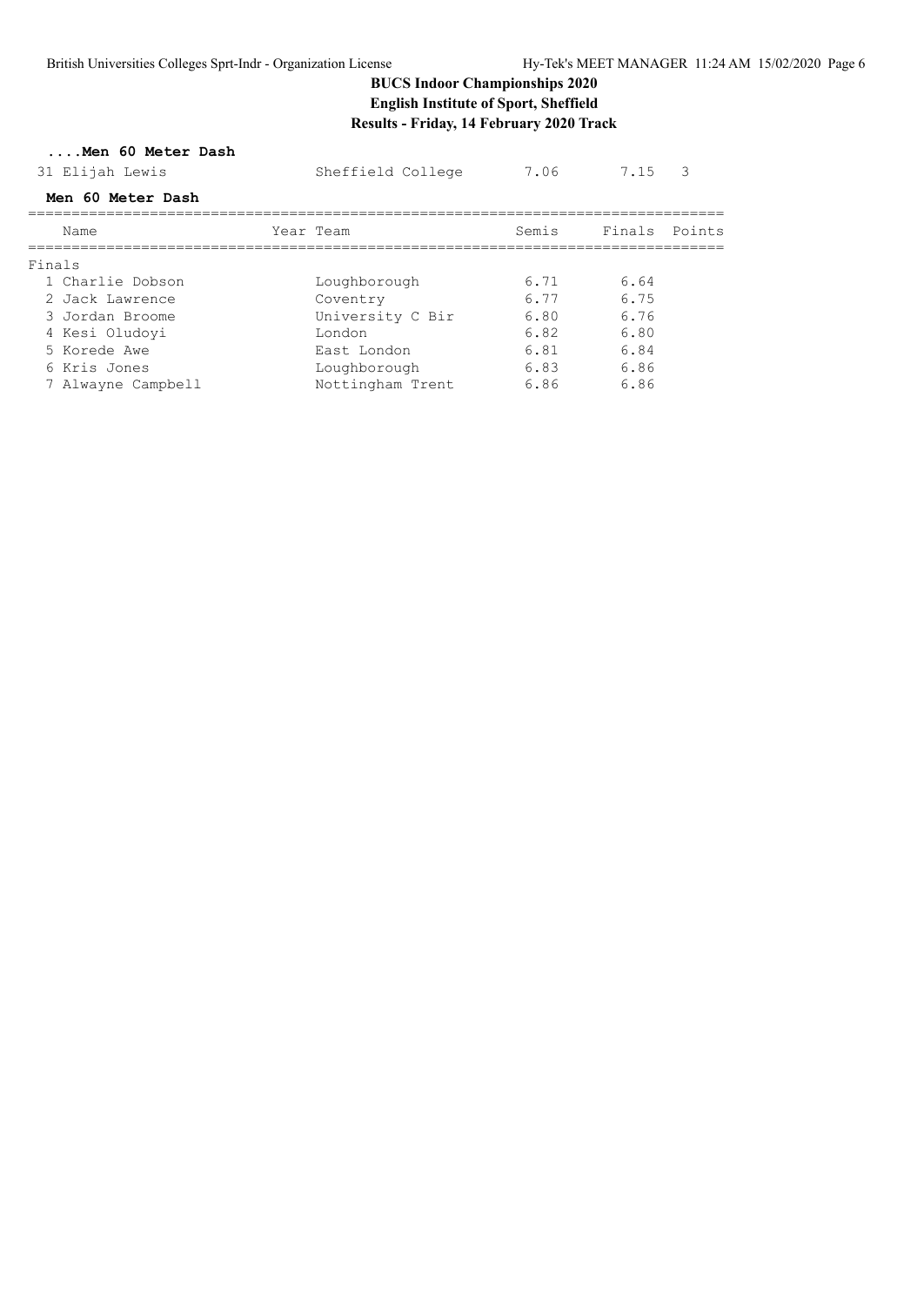# BUCS Indoor Championships 2020

**English Institute of Sport, Sheffield**

**Results - Friday, 14 February 2020 Track**

### ....Men 60 Meter Dash

| | | | | |
|---|---|---|---|---|
| 31 Elijah Lewis | Sheffield College | 7.06 | 7.15 | 3 |

### Men 60 Meter Dash

| Name | Year Team | Semis | Finals | Points |
|---|---|---|---|---|
| **Finals** | | | | |
| 1 Charlie Dobson | Loughborough | 6.71 | 6.64 | |
| 2 Jack Lawrence | Coventry | 6.77 | 6.75 | |
| 3 Jordan Broome | University C Bir | 6.80 | 6.76 | |
| 4 Kesi Oludoyi | London | 6.82 | 6.80 | |
| 5 Korede Awe | East London | 6.81 | 6.84 | |
| 6 Kris Jones | Loughborough | 6.83 | 6.86 | |
| 7 Alwayne Campbell | Nottingham Trent | 6.86 | 6.86 | |